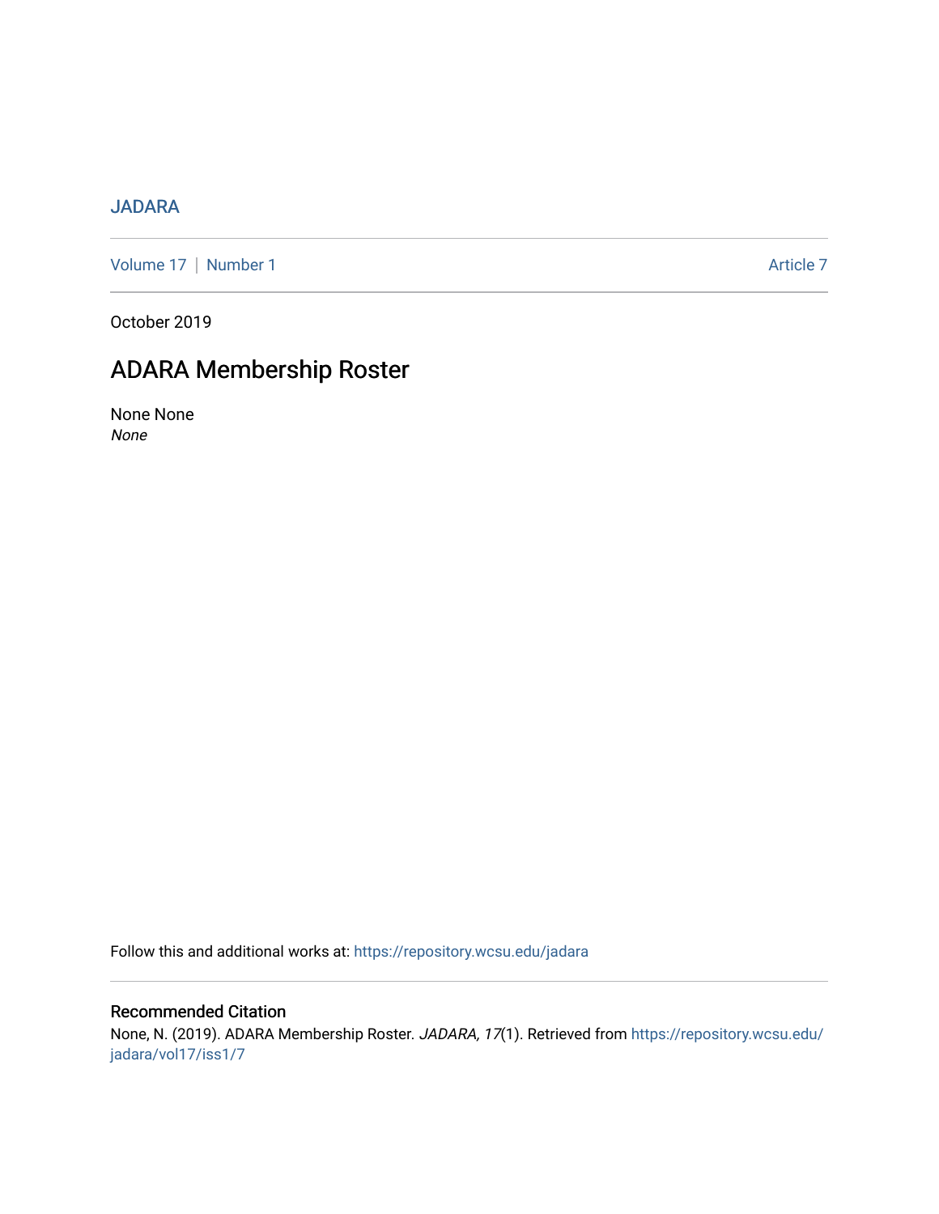JADARA

Volume 17 | Number 1 Article 7

October 2019

# ADARA Membership Roster

None None
*None*

Follow this and additional works at: https://repository.wcsu.edu/jadara

## Recommended Citation

None, N. (2019). ADARA Membership Roster. *JADARA, 17*(1). Retrieved from https://repository.wcsu.edu/jadara/vol17/iss1/7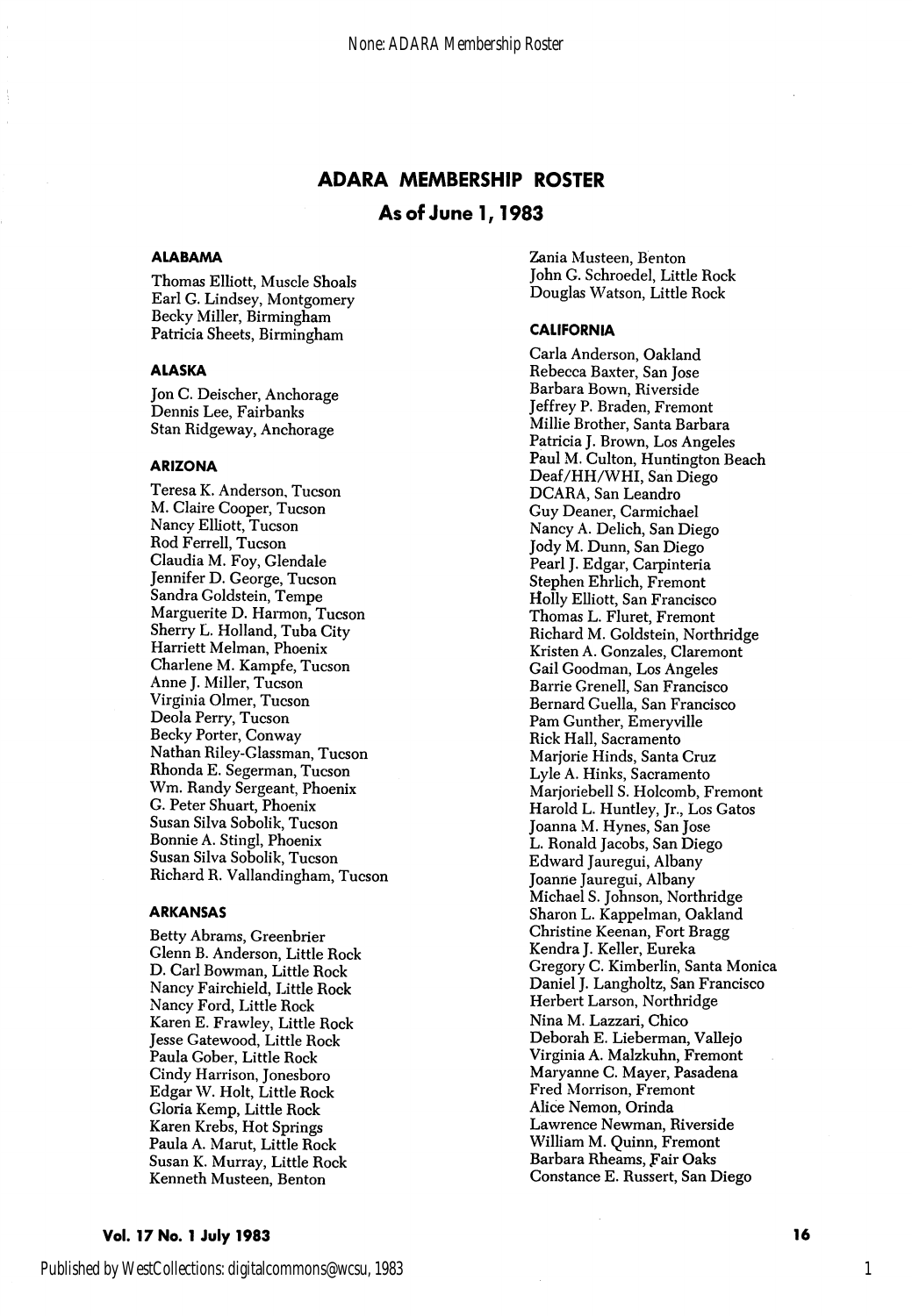# ADARA MEMBERSHIP ROSTER

## As of June 1, 1983

### ALABAMA

Thomas Elliott, Muscle Shoals
Earl G. Lindsey, Montgomery
Becky Miller, Birmingham
Patricia Sheets, Birmingham

### ALASKA

Jon C. Deischer, Anchorage
Dennis Lee, Fairbanks
Stan Ridgeway, Anchorage

### ARIZONA

Teresa K. Anderson, Tucson
M. Claire Cooper, Tucson
Nancy Elliott, Tucson
Rod Ferrell, Tucson
Claudia M. Foy, Glendale
Jennifer D. George, Tucson
Sandra Goldstein, Tempe
Marguerite D. Harmon, Tucson
Sherry L. Holland, Tuba City
Harriett Melman, Phoenix
Charlene M. Kampfe, Tucson
Anne J. Miller, Tucson
Virginia Olmer, Tucson
Deola Perry, Tucson
Becky Porter, Conway
Nathan Riley-Glassman, Tucson
Rhonda E. Segerman, Tucson
Wm. Randy Sergeant, Phoenix
G. Peter Shuart, Phoenix
Susan Silva Sobolik, Tucson
Bonnie A. Stingl, Phoenix
Susan Silva Sobolik, Tucson
Richard R. Vallandingham, Tucson

### ARKANSAS

Betty Abrams, Greenbrier
Glenn B. Anderson, Little Rock
D. Carl Bowman, Little Rock
Nancy Fairchield, Little Rock
Nancy Ford, Little Rock
Karen E. Frawley, Little Rock
Jesse Gatewood, Little Rock
Paula Gober, Little Rock
Cindy Harrison, Jonesboro
Edgar W. Holt, Little Rock
Gloria Kemp, Little Rock
Karen Krebs, Hot Springs
Paula A. Marut, Little Rock
Susan K. Murray, Little Rock
Kenneth Musteen, Benton
Zania Musteen, Benton
John G. Schroedel, Little Rock
Douglas Watson, Little Rock

### CALIFORNIA

Carla Anderson, Oakland
Rebecca Baxter, San Jose
Barbara Bown, Riverside
Jeffrey P. Braden, Fremont
Millie Brother, Santa Barbara
Patricia J. Brown, Los Angeles
Paul M. Culton, Huntington Beach
Deaf/HH/WHI, San Diego
DCARA, San Leandro
Guy Deaner, Carmichael
Nancy A. Delich, San Diego
Jody M. Dunn, San Diego
Pearl J. Edgar, Carpinteria
Stephen Ehrlich, Fremont
Holly Elliott, San Francisco
Thomas L. Fluret, Fremont
Richard M. Goldstein, Northridge
Kristen A. Gonzales, Claremont
Gail Goodman, Los Angeles
Barrie Grenell, San Francisco
Bernard Guella, San Francisco
Pam Gunther, Emeryville
Rick Hall, Sacramento
Marjorie Hinds, Santa Cruz
Lyle A. Hinks, Sacramento
Marjoriebell S. Holcomb, Fremont
Harold L. Huntley, Jr., Los Gatos
Joanna M. Hynes, San Jose
L. Ronald Jacobs, San Diego
Edward Jauregui, Albany
Joanne Jauregui, Albany
Michael S. Johnson, Northridge
Sharon L. Kappelman, Oakland
Christine Keenan, Fort Bragg
Kendra J. Keller, Eureka
Gregory C. Kimberlin, Santa Monica
Daniel J. Langholtz, San Francisco
Herbert Larson, Northridge
Nina M. Lazzari, Chico
Deborah E. Lieberman, Vallejo
Virginia A. Malzkuhn, Fremont
Maryanne C. Mayer, Pasadena
Fred Morrison, Fremont
Alice Nemon, Orinda
Lawrence Newman, Riverside
William M. Quinn, Fremont
Barbara Rheams, Fair Oaks
Constance E. Russert, San Diego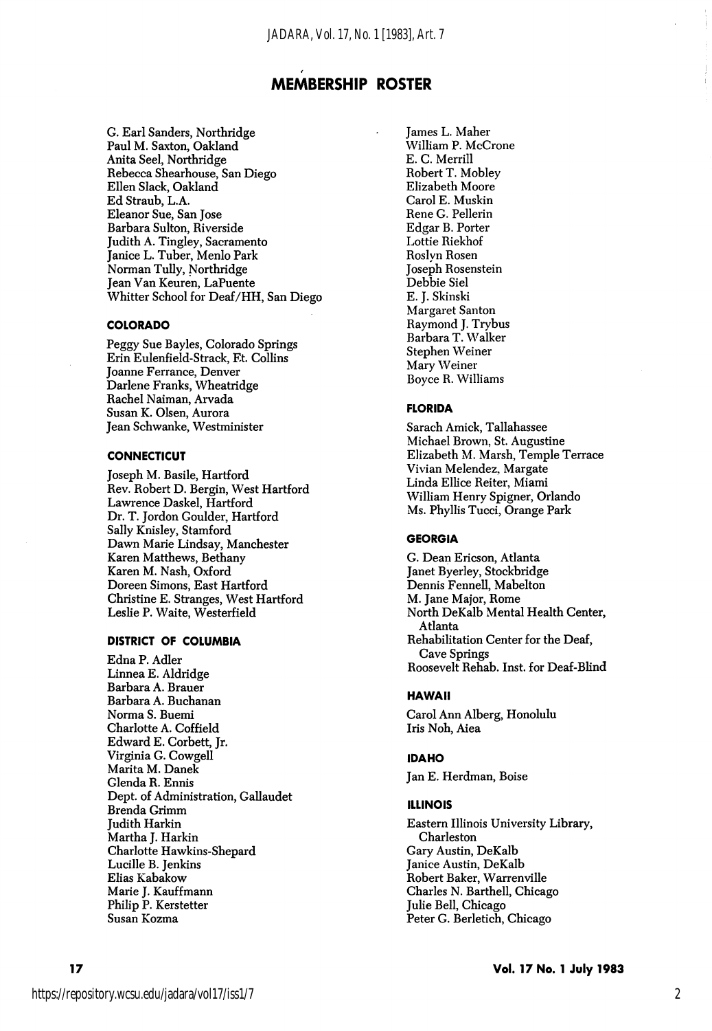# MEMBERSHIP ROSTER

G. Earl Sanders, Northridge
Paul M. Saxton, Oakland
Anita Seel, Northridge
Rebecca Shearhouse, San Diego
Ellen Slack, Oakland
Ed Straub, L.A.
Eleanor Sue, San Jose
Barbara Sulton, Riverside
Judith A. Tingley, Sacramento
Janice L. Tuber, Menlo Park
Norman Tully, Northridge
Jean Van Keuren, LaPuente
Whitter School for Deaf/HH, San Diego

### COLORADO

Peggy Sue Bayles, Colorado Springs
Erin Eulenfield-Strack, Ft. Collins
Joanne Ferrance, Denver
Darlene Franks, Wheatridge
Rachel Naiman, Arvada
Susan K. Olsen, Aurora
Jean Schwanke, Westminister

### CONNECTICUT

Joseph M. Basile, Hartford
Rev. Robert D. Bergin, West Hartford
Lawrence Daskel, Hartford
Dr. T. Jordon Goulder, Hartford
Sally Knisley, Stamford
Dawn Marie Lindsay, Manchester
Karen Matthews, Bethany
Karen M. Nash, Oxford
Doreen Simons, East Hartford
Christine E. Stranges, West Hartford
Leslie P. Waite, Westerfield

### DISTRICT OF COLUMBIA

Edna P. Adler
Linnea E. Aldridge
Barbara A. Brauer
Barbara A. Buchanan
Norma S. Buemi
Charlotte A. Coffield
Edward E. Corbett, Jr.
Virginia G. Cowgell
Marita M. Danek
Glenda R. Ennis
Dept. of Administration, Gallaudet
Brenda Grimm
Judith Harkin
Martha J. Harkin
Charlotte Hawkins-Shepard
Lucille B. Jenkins
Elias Kabakow
Marie J. Kauffmann
Philip P. Kerstetter
Susan Kozma
James L. Maher
William P. McCrone
E. C. Merrill
Robert T. Mobley
Elizabeth Moore
Carol E. Muskin
Rene G. Pellerin
Edgar B. Porter
Lottie Riekhof
Roslyn Rosen
Joseph Rosenstein
Debbie Siel
E. J. Skinski
Margaret Santon
Raymond J. Trybus
Barbara T. Walker
Stephen Weiner
Mary Weiner
Boyce R. Williams

### FLORIDA

Sarach Amick, Tallahassee
Michael Brown, St. Augustine
Elizabeth M. Marsh, Temple Terrace
Vivian Melendez, Margate
Linda Ellice Reiter, Miami
William Henry Spigner, Orlando
Ms. Phyllis Tucci, Orange Park

### GEORGIA

G. Dean Ericson, Atlanta
Janet Byerley, Stockbridge
Dennis Fennell, Mabelton
M. Jane Major, Rome
North DeKalb Mental Health Center, Atlanta
Rehabilitation Center for the Deaf, Cave Springs
Roosevelt Rehab. Inst. for Deaf-Blind

### HAWAII

Carol Ann Alberg, Honolulu
Iris Noh, Aiea

### IDAHO

Jan E. Herdman, Boise

### ILLINOIS

Eastern Illinois University Library, Charleston
Gary Austin, DeKalb
Janice Austin, DeKalb
Robert Baker, Warrenville
Charles N. Barthell, Chicago
Julie Bell, Chicago
Peter G. Berletich, Chicago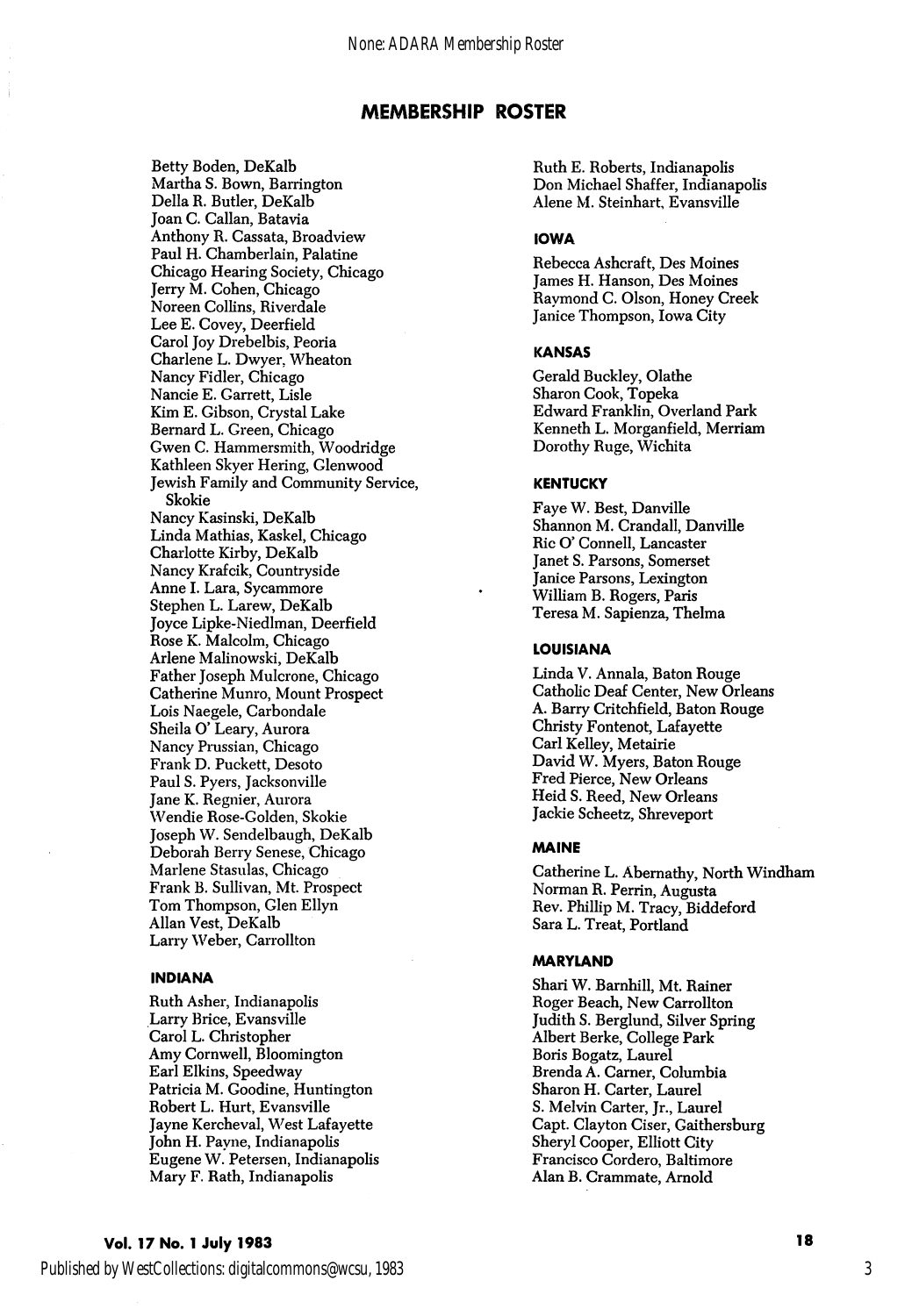## MEMBERSHIP ROSTER

Betty Boden, DeKalb
Martha S. Bown, Barrington
Della R. Butler, DeKalb
Joan C. Callan, Batavia
Anthony R. Cassata, Broadview
Paul H. Chamberlain, Palatine
Chicago Hearing Society, Chicago
Jerry M. Cohen, Chicago
Noreen Collins, Riverdale
Lee E. Covey, Deerfield
Carol Joy Drebelbis, Peoria
Charlene L. Dwyer, Wheaton
Nancy Fidler, Chicago
Nancie E. Garrett, Lisle
Kim E. Gibson, Crystal Lake
Bernard L. Green, Chicago
Gwen C. Hammersmith, Woodridge
Kathleen Skyer Hering, Glenwood
Jewish Family and Community Service, Skokie
Nancy Kasinski, DeKalb
Linda Mathias, Kaskel, Chicago
Charlotte Kirby, DeKalb
Nancy Krafcik, Countryside
Anne I. Lara, Sycammore
Stephen L. Larew, DeKalb
Joyce Lipke-Niedlman, Deerfield
Rose K. Malcolm, Chicago
Arlene Malinowski, DeKalb
Father Joseph Mulcrone, Chicago
Catherine Munro, Mount Prospect
Lois Naegele, Carbondale
Sheila O' Leary, Aurora
Nancy Prussian, Chicago
Frank D. Puckett, Desoto
Paul S. Pyers, Jacksonville
Jane K. Regnier, Aurora
Wendie Rose-Golden, Skokie
Joseph W. Sendelbaugh, DeKalb
Deborah Berry Senese, Chicago
Marlene Stasulas, Chicago
Frank B. Sullivan, Mt. Prospect
Tom Thompson, Glen Ellyn
Allan Vest, DeKalb
Larry Weber, Carrollton

### INDIANA

Ruth Asher, Indianapolis
Larry Brice, Evansville
Carol L. Christopher
Amy Cornwell, Bloomington
Earl Elkins, Speedway
Patricia M. Goodine, Huntington
Robert L. Hurt, Evansville
Jayne Kercheval, West Lafayette
John H. Payne, Indianapolis
Eugene W. Petersen, Indianapolis
Mary F. Rath, Indianapolis
Ruth E. Roberts, Indianapolis
Don Michael Shaffer, Indianapolis
Alene M. Steinhart, Evansville

### IOWA

Rebecca Ashcraft, Des Moines
James H. Hanson, Des Moines
Raymond C. Olson, Honey Creek
Janice Thompson, Iowa City

### KANSAS

Gerald Buckley, Olathe
Sharon Cook, Topeka
Edward Franklin, Overland Park
Kenneth L. Morganfield, Merriam
Dorothy Ruge, Wichita

### KENTUCKY

Faye W. Best, Danville
Shannon M. Crandall, Danville
Ric O' Connell, Lancaster
Janet S. Parsons, Somerset
Janice Parsons, Lexington
William B. Rogers, Paris
Teresa M. Sapienza, Thelma

### LOUISIANA

Linda V. Annala, Baton Rouge
Catholic Deaf Center, New Orleans
A. Barry Critchfield, Baton Rouge
Christy Fontenot, Lafayette
Carl Kelley, Metairie
David W. Myers, Baton Rouge
Fred Pierce, New Orleans
Heid S. Reed, New Orleans
Jackie Scheetz, Shreveport

### MAINE

Catherine L. Abernathy, North Windham
Norman R. Perrin, Augusta
Rev. Phillip M. Tracy, Biddeford
Sara L. Treat, Portland

### MARYLAND

Shari W. Barnhill, Mt. Rainer
Roger Beach, New Carrollton
Judith S. Berglund, Silver Spring
Albert Berke, College Park
Boris Bogatz, Laurel
Brenda A. Carner, Columbia
Sharon H. Carter, Laurel
S. Melvin Carter, Jr., Laurel
Capt. Clayton Ciser, Gaithersburg
Sheryl Cooper, Elliott City
Francisco Cordero, Baltimore
Alan B. Crammate, Arnold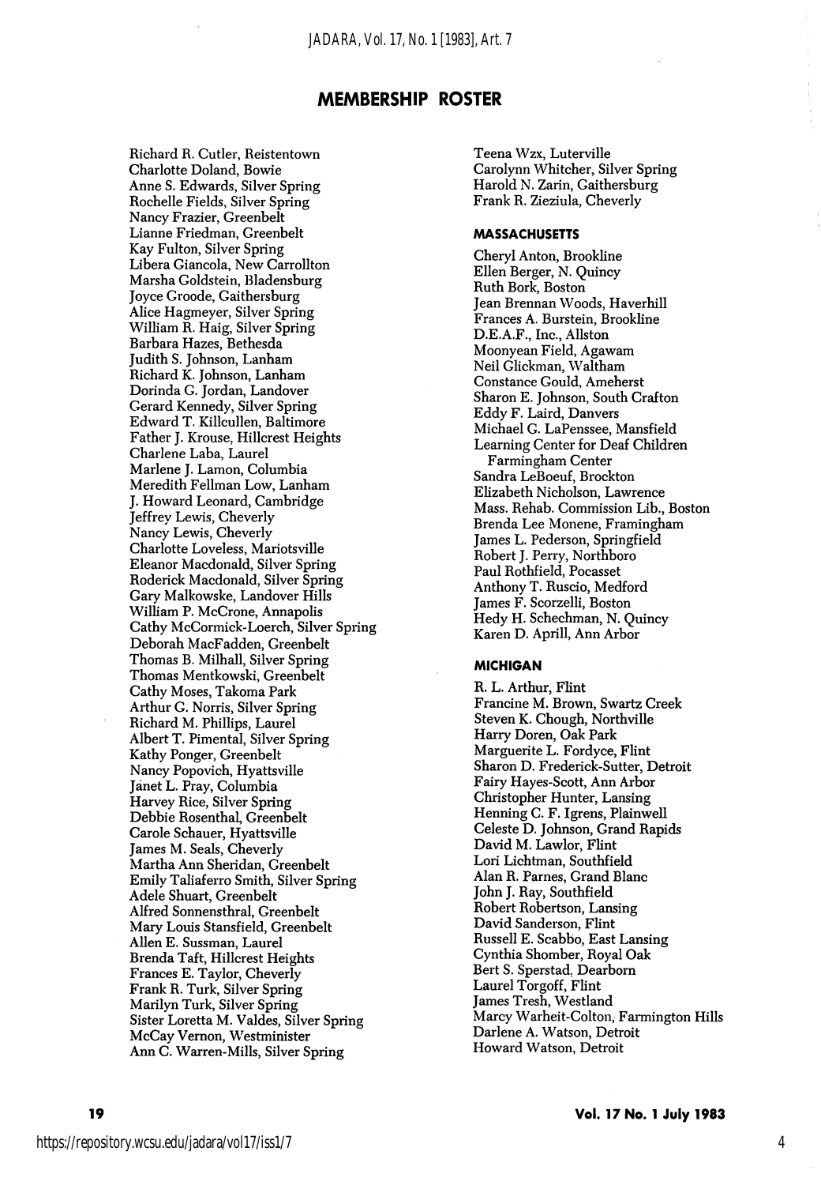## MEMBERSHIP ROSTER

Richard R. Cutler, Reistentown
Charlotte Doland, Bowie
Anne S. Edwards, Silver Spring
Rochelle Fields, Silver Spring
Nancy Frazier, Greenbelt
Lianne Friedman, Greenbelt
Kay Fulton, Silver Spring
Libera Giancola, New Carrollton
Marsha Goldstein, Bladensburg
Joyce Groode, Gaithersburg
Alice Hagmeyer, Silver Spring
William R. Haig, Silver Spring
Barbara Hazes, Bethesda
Judith S. Johnson, Lanham
Richard K. Johnson, Lanham
Dorinda G. Jordan, Landover
Gerard Kennedy, Silver Spring
Edward T. Killcullen, Baltimore
Father J. Krouse, Hillcrest Heights
Charlene Laba, Laurel
Marlene J. Lamon, Columbia
Meredith Fellman Low, Lanham
J. Howard Leonard, Cambridge
Jeffrey Lewis, Cheverly
Nancy Lewis, Cheverly
Charlotte Loveless, Mariotsville
Eleanor Macdonald, Silver Spring
Roderick Macdonald, Silver Spring
Gary Malkowske, Landover Hills
William P. McCrone, Annapolis
Cathy McCormick-Loerch, Silver Spring
Deborah MacFadden, Greenbelt
Thomas B. Milhall, Silver Spring
Thomas Mentkowski, Greenbelt
Cathy Moses, Takoma Park
Arthur G. Norris, Silver Spring
Richard M. Phillips, Laurel
Albert T. Pimental, Silver Spring
Kathy Ponger, Greenbelt
Nancy Popovich, Hyattsville
Janet L. Pray, Columbia
Harvey Rice, Silver Spring
Debbie Rosenthal, Greenbelt
Carole Schauer, Hyattsville
James M. Seals, Cheverly
Martha Ann Sheridan, Greenbelt
Emily Taliaferro Smith, Silver Spring
Adele Shuart, Greenbelt
Alfred Sonnensthral, Greenbelt
Mary Louis Stansfield, Greenbelt
Allen E. Sussman, Laurel
Brenda Taft, Hillcrest Heights
Frances E. Taylor, Cheverly
Frank R. Turk, Silver Spring
Marilyn Turk, Silver Spring
Sister Loretta M. Valdes, Silver Spring
McCay Vernon, Westminister
Ann C. Warren-Mills, Silver Spring
Teena Wzx, Luterville
Carolynn Whitcher, Silver Spring
Harold N. Zarin, Gaithersburg
Frank R. Zieziula, Cheverly

### MASSACHUSETTS

Cheryl Anton, Brookline
Ellen Berger, N. Quincy
Ruth Bork, Boston
Jean Brennan Woods, Haverhill
Frances A. Burstein, Brookline
D.E.A.F., Inc., Allston
Moonyean Field, Agawam
Neil Glickman, Waltham
Constance Gould, Ameherst
Sharon E. Johnson, South Crafton
Eddy F. Laird, Danvers
Michael G. LaPenssee, Mansfield
Learning Center for Deaf Children
Farmingham Center
Sandra LeBoeuf, Brockton
Elizabeth Nicholson, Lawrence
Mass. Rehab. Commission Lib., Boston
Brenda Lee Monene, Framingham
James L. Pederson, Springfield
Robert J. Perry, Northboro
Paul Rothfield, Pocasset
Anthony T. Ruscio, Medford
James F. Scorzelli, Boston
Hedy H. Schechman, N. Quincy
Karen D. Aprill, Ann Arbor

### MICHIGAN

R. L. Arthur, Flint
Francine M. Brown, Swartz Creek
Steven K. Chough, Northville
Harry Doren, Oak Park
Marguerite L. Fordyce, Flint
Sharon D. Frederick-Sutter, Detroit
Fairy Hayes-Scott, Ann Arbor
Christopher Hunter, Lansing
Henning C. F. Igrens, Plainwell
Celeste D. Johnson, Grand Rapids
David M. Lawlor, Flint
Lori Lichtman, Southfield
Alan R. Parnes, Grand Blanc
John J. Ray, Southfield
Robert Robertson, Lansing
David Sanderson, Flint
Russell E. Scabbo, East Lansing
Cynthia Shomber, Royal Oak
Bert S. Sperstad, Dearborn
Laurel Torgoff, Flint
James Tresh, Westland
Marcy Warheit-Colton, Farmington Hills
Darlene A. Watson, Detroit
Howard Watson, Detroit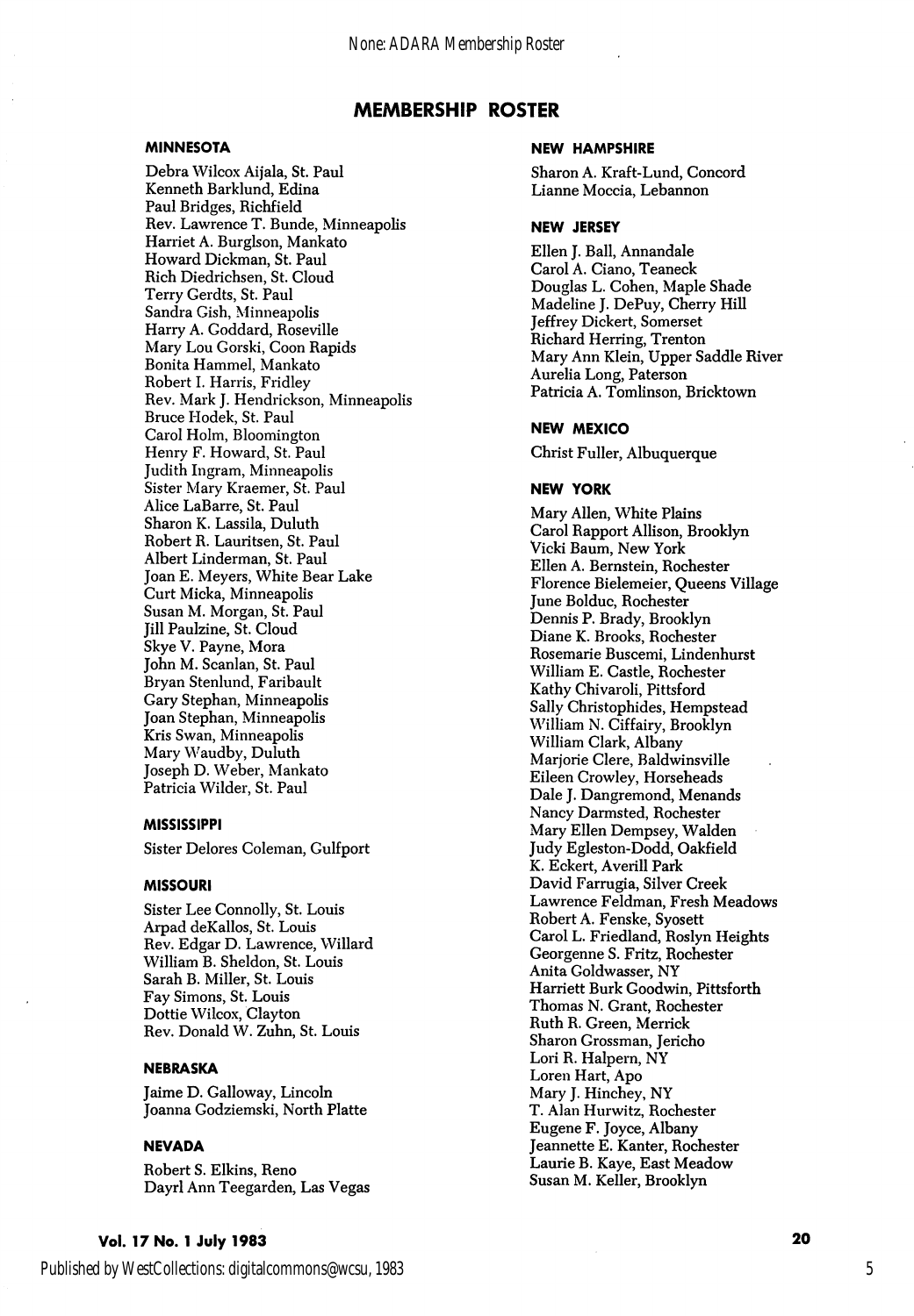## MEMBERSHIP ROSTER

### MINNESOTA

Debra Wilcox Aijala, St. Paul
Kenneth Barklund, Edina
Paul Bridges, Richfield
Rev. Lawrence T. Bunde, Minneapolis
Harriet A. Burglson, Mankato
Howard Dickman, St. Paul
Rich Diedrichsen, St. Cloud
Terry Gerdts, St. Paul
Sandra Gish, Minneapolis
Harry A. Goddard, Roseville
Mary Lou Gorski, Coon Rapids
Bonita Hammel, Mankato
Robert I. Harris, Fridley
Rev. Mark J. Hendrickson, Minneapolis
Bruce Hodek, St. Paul
Carol Holm, Bloomington
Henry F. Howard, St. Paul
Judith Ingram, Minneapolis
Sister Mary Kraemer, St. Paul
Alice LaBarre, St. Paul
Sharon K. Lassila, Duluth
Robert R. Lauritsen, St. Paul
Albert Linderman, St. Paul
Joan E. Meyers, White Bear Lake
Curt Micka, Minneapolis
Susan M. Morgan, St. Paul
Jill Paulzine, St. Cloud
Skye V. Payne, Mora
John M. Scanlan, St. Paul
Bryan Stenlund, Faribault
Gary Stephan, Minneapolis
Joan Stephan, Minneapolis
Kris Swan, Minneapolis
Mary Waudby, Duluth
Joseph D. Weber, Mankato
Patricia Wilder, St. Paul

### MISSISSIPPI

Sister Delores Coleman, Gulfport

### MISSOURI

Sister Lee Connolly, St. Louis
Arpad deKallos, St. Louis
Rev. Edgar D. Lawrence, Willard
William B. Sheldon, St. Louis
Sarah B. Miller, St. Louis
Fay Simons, St. Louis
Dottie Wilcox, Clayton
Rev. Donald W. Zuhn, St. Louis

### NEBRASKA

Jaime D. Galloway, Lincoln
Joanna Godziemski, North Platte

### NEVADA

Robert S. Elkins, Reno
Dayrl Ann Teegarden, Las Vegas

### NEW HAMPSHIRE

Sharon A. Kraft-Lund, Concord
Lianne Moccia, Lebannon

### NEW JERSEY

Ellen J. Ball, Annandale
Carol A. Ciano, Teaneck
Douglas L. Cohen, Maple Shade
Madeline J. DePuy, Cherry Hill
Jeffrey Dickert, Somerset
Richard Herring, Trenton
Mary Ann Klein, Upper Saddle River
Aurelia Long, Paterson
Patricia A. Tomlinson, Bricktown

### NEW MEXICO

Christ Fuller, Albuquerque

### NEW YORK

Mary Allen, White Plains
Carol Rapport Allison, Brooklyn
Vicki Baum, New York
Ellen A. Bernstein, Rochester
Florence Bielemeier, Queens Village
June Bolduc, Rochester
Dennis P. Brady, Brooklyn
Diane K. Brooks, Rochester
Rosemarie Buscemi, Lindenhurst
William E. Castle, Rochester
Kathy Chivaroli, Pittsford
Sally Christophides, Hempstead
William N. Ciffairy, Brooklyn
William Clark, Albany
Marjorie Clere, Baldwinsville
Eileen Crowley, Horseheads
Dale J. Dangremond, Menands
Nancy Darmsted, Rochester
Mary Ellen Dempsey, Walden
Judy Egleston-Dodd, Oakfield
K. Eckert, Averill Park
David Farrugia, Silver Creek
Lawrence Feldman, Fresh Meadows
Robert A. Fenske, Syosett
Carol L. Friedland, Roslyn Heights
Georgenne S. Fritz, Rochester
Anita Goldwasser, NY
Harriett Burk Goodwin, Pittsforth
Thomas N. Grant, Rochester
Ruth R. Green, Merrick
Sharon Grossman, Jericho
Lori R. Halpern, NY
Loren Hart, Apo
Mary J. Hinchey, NY
T. Alan Hurwitz, Rochester
Eugene F. Joyce, Albany
Jeannette E. Kanter, Rochester
Laurie B. Kaye, East Meadow
Susan M. Keller, Brooklyn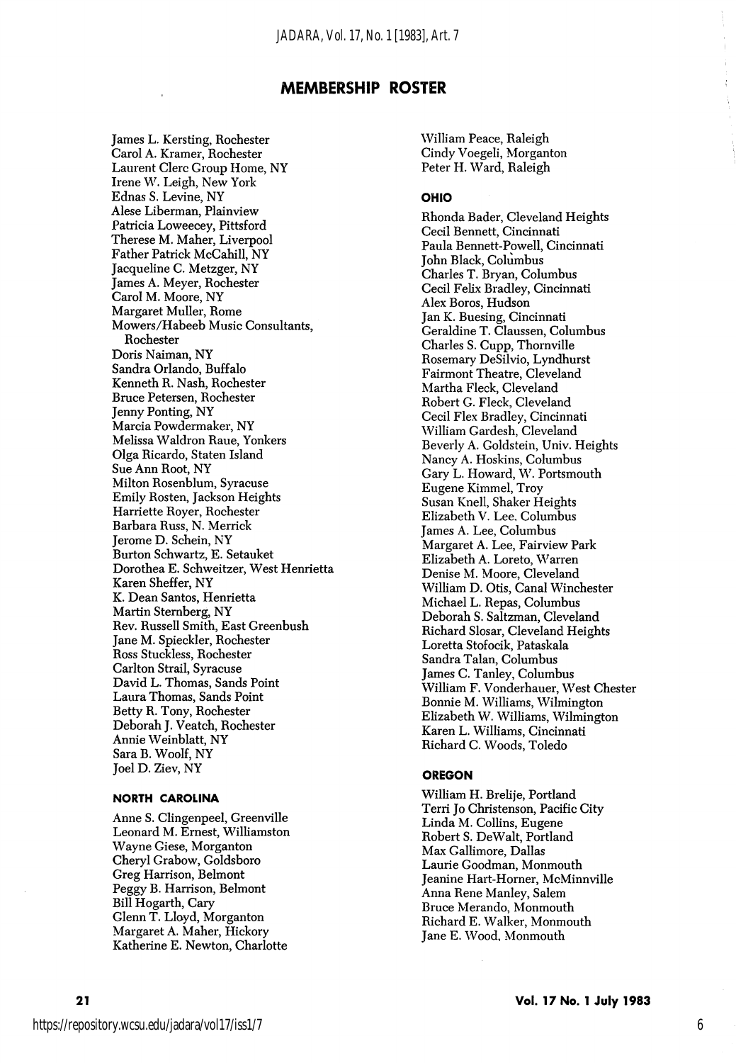## MEMBERSHIP ROSTER

James L. Kersting, Rochester
Carol A. Kramer, Rochester
Laurent Clerc Group Home, NY
Irene W. Leigh, New York
Ednas S. Levine, NY
Alese Liberman, Plainview
Patricia Loweecey, Pittsford
Therese M. Maher, Liverpool
Father Patrick McCahill, NY
Jacqueline C. Metzger, NY
James A. Meyer, Rochester
Carol M. Moore, NY
Margaret Muller, Rome
Mowers/Habeeb Music Consultants, Rochester
Doris Naiman, NY
Sandra Orlando, Buffalo
Kenneth R. Nash, Rochester
Bruce Petersen, Rochester
Jenny Ponting, NY
Marcia Powdermaker, NY
Melissa Waldron Raue, Yonkers
Olga Ricardo, Staten Island
Sue Ann Root, NY
Milton Rosenblum, Syracuse
Emily Rosten, Jackson Heights
Harriette Royer, Rochester
Barbara Russ, N. Merrick
Jerome D. Schein, NY
Burton Schwartz, E. Setauket
Dorothea E. Schweitzer, West Henrietta
Karen Sheffer, NY
K. Dean Santos, Henrietta
Martin Sternberg, NY
Rev. Russell Smith, East Greenbush
Jane M. Spieckler, Rochester
Ross Stuckless, Rochester
Carlton Strail, Syracuse
David L. Thomas, Sands Point
Laura Thomas, Sands Point
Betty R. Tony, Rochester
Deborah J. Veatch, Rochester
Annie Weinblatt, NY
Sara B. Woolf, NY
Joel D. Ziev, NY

### NORTH CAROLINA

Anne S. Clingenpeel, Greenville
Leonard M. Ernest, Williamston
Wayne Giese, Morganton
Cheryl Grabow, Goldsboro
Greg Harrison, Belmont
Peggy B. Harrison, Belmont
Bill Hogarth, Cary
Glenn T. Lloyd, Morganton
Margaret A. Maher, Hickory
Katherine E. Newton, Charlotte
William Peace, Raleigh
Cindy Voegeli, Morganton
Peter H. Ward, Raleigh

### OHIO

Rhonda Bader, Cleveland Heights
Cecil Bennett, Cincinnati
Paula Bennett-Powell, Cincinnati
John Black, Columbus
Charles T. Bryan, Columbus
Cecil Felix Bradley, Cincinnati
Alex Boros, Hudson
Jan K. Buesing, Cincinnati
Geraldine T. Claussen, Columbus
Charles S. Cupp, Thornville
Rosemary DeSilvio, Lyndhurst
Fairmont Theatre, Cleveland
Martha Fleck, Cleveland
Robert G. Fleck, Cleveland
Cecil Flex Bradley, Cincinnati
William Gardesh, Cleveland
Beverly A. Goldstein, Univ. Heights
Nancy A. Hoskins, Columbus
Gary L. Howard, W. Portsmouth
Eugene Kimmel, Troy
Susan Knell, Shaker Heights
Elizabeth V. Lee. Columbus
James A. Lee, Columbus
Margaret A. Lee, Fairview Park
Elizabeth A. Loreto, Warren
Denise M. Moore, Cleveland
William D. Otis, Canal Winchester
Michael L. Repas, Columbus
Deborah S. Saltzman, Cleveland
Richard Slosar, Cleveland Heights
Loretta Stofocik, Pataskala
Sandra Talan, Columbus
James C. Tanley, Columbus
William F. Vonderhauer, West Chester
Bonnie M. Williams, Wilmington
Elizabeth W. Williams, Wilmington
Karen L. Williams, Cincinnati
Richard C. Woods, Toledo

### OREGON

William H. Brelije, Portland
Terri Jo Christenson, Pacific City
Linda M. Collins, Eugene
Robert S. DeWalt, Portland
Max Gallimore, Dallas
Laurie Goodman, Monmouth
Jeanine Hart-Horner, McMinnville
Anna Rene Manley, Salem
Bruce Merando, Monmouth
Richard E. Walker, Monmouth
Jane E. Wood, Monmouth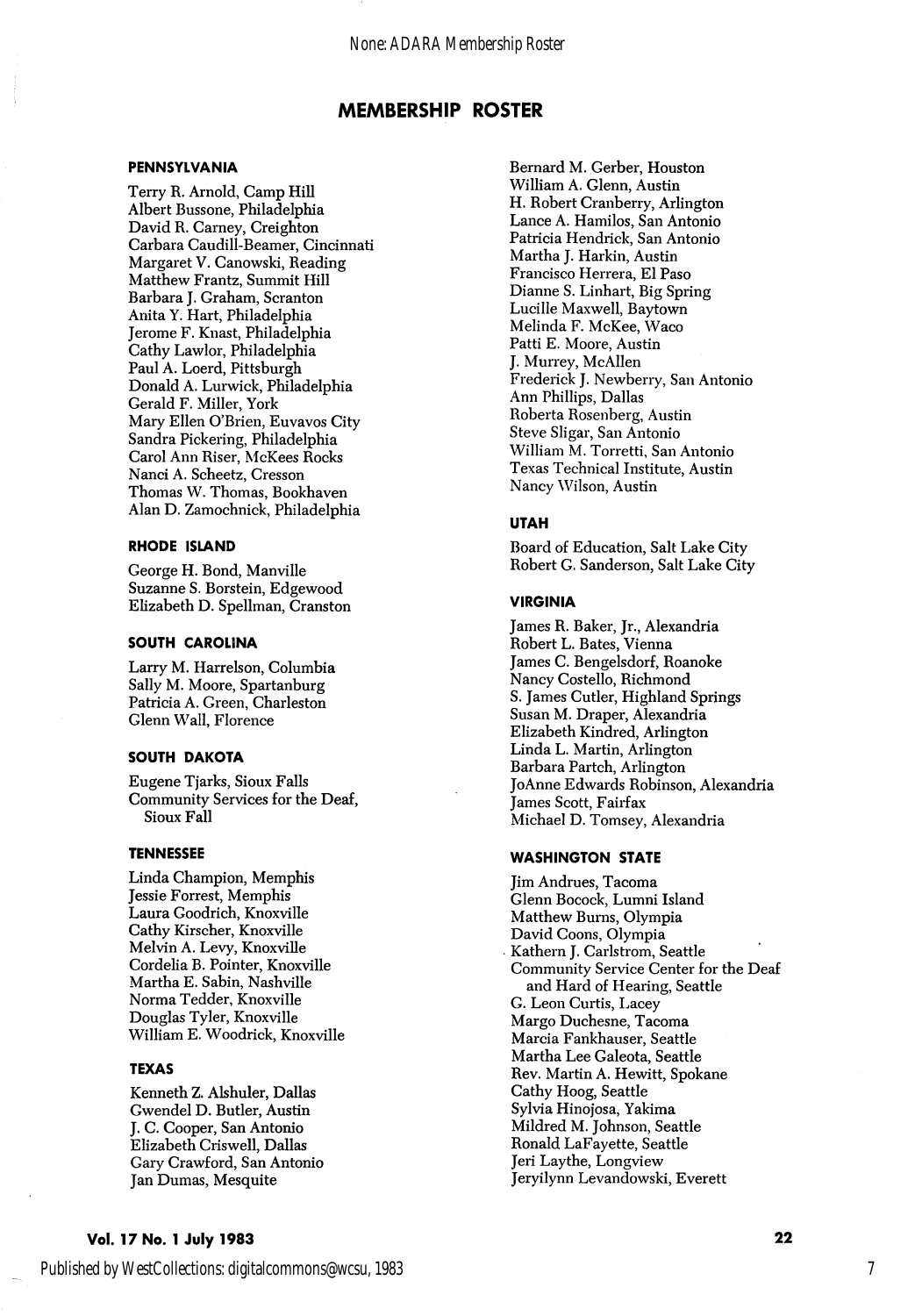## MEMBERSHIP ROSTER

### PENNSYLVANIA

Terry R. Arnold, Camp Hill
Albert Bussone, Philadelphia
David R. Carney, Creighton
Carbara Caudill-Beamer, Cincinnati
Margaret V. Canowski, Reading
Matthew Frantz, Summit Hill
Barbara J. Graham, Scranton
Anita Y. Hart, Philadelphia
Jerome F. Knast, Philadelphia
Cathy Lawlor, Philadelphia
Paul A. Loerd, Pittsburgh
Donald A. Lurwick, Philadelphia
Gerald F. Miller, York
Mary Ellen O'Brien, Euvavos City
Sandra Pickering, Philadelphia
Carol Ann Riser, McKees Rocks
Nanci A. Scheetz, Cresson
Thomas W. Thomas, Bookhaven
Alan D. Zamochnick, Philadelphia

### RHODE ISLAND

George H. Bond, Manville
Suzanne S. Borstein, Edgewood
Elizabeth D. Spellman, Cranston

### SOUTH CAROLINA

Larry M. Harrelson, Columbia
Sally M. Moore, Spartanburg
Patricia A. Green, Charleston
Glenn Wall, Florence

### SOUTH DAKOTA

Eugene Tjarks, Sioux Falls
Community Services for the Deaf, Sioux Fall

### TENNESSEE

Linda Champion, Memphis
Jessie Forrest, Memphis
Laura Goodrich, Knoxville
Cathy Kirscher, Knoxville
Melvin A. Levy, Knoxville
Cordelia B. Pointer, Knoxville
Martha E. Sabin, Nashville
Norma Tedder, Knoxville
Douglas Tyler, Knoxville
William E. Woodrick, Knoxville

### TEXAS

Kenneth Z. Alshuler, Dallas
Gwendel D. Butler, Austin
J. C. Cooper, San Antonio
Elizabeth Criswell, Dallas
Gary Crawford, San Antonio
Jan Dumas, Mesquite
Bernard M. Gerber, Houston
William A. Glenn, Austin
H. Robert Cranberry, Arlington
Lance A. Hamilos, San Antonio
Patricia Hendrick, San Antonio
Martha J. Harkin, Austin
Francisco Herrera, El Paso
Dianne S. Linhart, Big Spring
Lucille Maxwell, Baytown
Melinda F. McKee, Waco
Patti E. Moore, Austin
J. Murrey, McAllen
Frederick J. Newberry, San Antonio
Ann Phillips, Dallas
Roberta Rosenberg, Austin
Steve Sligar, San Antonio
William M. Torretti, San Antonio
Texas Technical Institute, Austin
Nancy Wilson, Austin

### UTAH

Board of Education, Salt Lake City
Robert G. Sanderson, Salt Lake City

### VIRGINIA

James R. Baker, Jr., Alexandria
Robert L. Bates, Vienna
James C. Bengelsdorf, Roanoke
Nancy Costello, Richmond
S. James Cutler, Highland Springs
Susan M. Draper, Alexandria
Elizabeth Kindred, Arlington
Linda L. Martin, Arlington
Barbara Partch, Arlington
JoAnne Edwards Robinson, Alexandria
James Scott, Fairfax
Michael D. Tomsey, Alexandria

### WASHINGTON STATE

Jim Andrues, Tacoma
Glenn Bocock, Lumni Island
Matthew Burns, Olympia
David Coons, Olympia
Kathern J. Carlstrom, Seattle
Community Service Center for the Deaf and Hard of Hearing, Seattle
G. Leon Curtis, Lacey
Margo Duchesne, Tacoma
Marcia Fankhauser, Seattle
Martha Lee Galeota, Seattle
Rev. Martin A. Hewitt, Spokane
Cathy Hoog, Seattle
Sylvia Hinojosa, Yakima
Mildred M. Johnson, Seattle
Ronald LaFayette, Seattle
Jeri Laythe, Longview
Jeryilynn Levandowski, Everett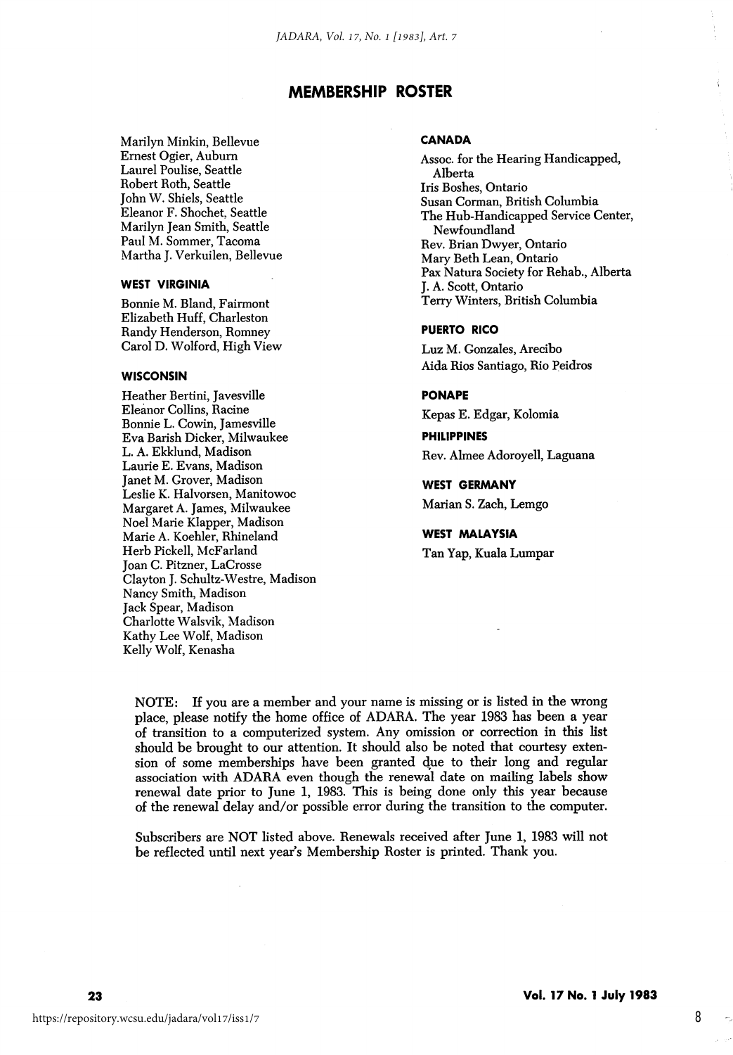## MEMBERSHIP ROSTER

Marilyn Minkin, Bellevue
Ernest Ogier, Auburn
Laurel Poulise, Seattle
Robert Roth, Seattle
John W. Shiels, Seattle
Eleanor F. Shochet, Seattle
Marilyn Jean Smith, Seattle
Paul M. Sommer, Tacoma
Martha J. Verkuilen, Bellevue

### WEST VIRGINIA

Bonnie M. Bland, Fairmont
Elizabeth Huff, Charleston
Randy Henderson, Romney
Carol D. Wolford, High View

### WISCONSIN

Heather Bertini, Javesville
Eleanor Collins, Racine
Bonnie L. Cowin, Jamesville
Eva Barish Dicker, Milwaukee
L. A. Ekklund, Madison
Laurie E. Evans, Madison
Janet M. Grover, Madison
Leslie K. Halvorsen, Manitowoc
Margaret A. James, Milwaukee
Noel Marie Klapper, Madison
Marie A. Koehler, Rhineland
Herb Pickell, McFarland
Joan C. Pitzner, LaCrosse
Clayton J. Schultz-Westre, Madison
Nancy Smith, Madison
Jack Spear, Madison
Charlotte Walsvik, Madison
Kathy Lee Wolf, Madison
Kelly Wolf, Kenasha

### CANADA

Assoc. for the Hearing Handicapped, Alberta
Iris Boshes, Ontario
Susan Corman, British Columbia
The Hub-Handicapped Service Center, Newfoundland
Rev. Brian Dwyer, Ontario
Mary Beth Lean, Ontario
Pax Natura Society for Rehab., Alberta
J. A. Scott, Ontario
Terry Winters, British Columbia

### PUERTO RICO

Luz M. Gonzales, Arecibo
Aida Rios Santiago, Rio Peidros

### PONAPE

Kepas E. Edgar, Kolomia

### PHILIPPINES

Rev. Almee Adoroyell, Laguana

### WEST GERMANY

Marian S. Zach, Lemgo

### WEST MALAYSIA

Tan Yap, Kuala Lumpar

NOTE: If you are a member and your name is missing or is listed in the wrong place, please notify the home office of ADARA. The year 1983 has been a year of transition to a computerized system. Any omission or correction in this list should be brought to our attention. It should also be noted that courtesy extension of some memberships have been granted due to their long and regular association with ADARA even though the renewal date on mailing labels show renewal date prior to June 1, 1983. This is being done only this year because of the renewal delay and/or possible error during the transition to the computer.

Subscribers are NOT listed above. Renewals received after June 1, 1983 will not be reflected until next year's Membership Roster is printed. Thank you.